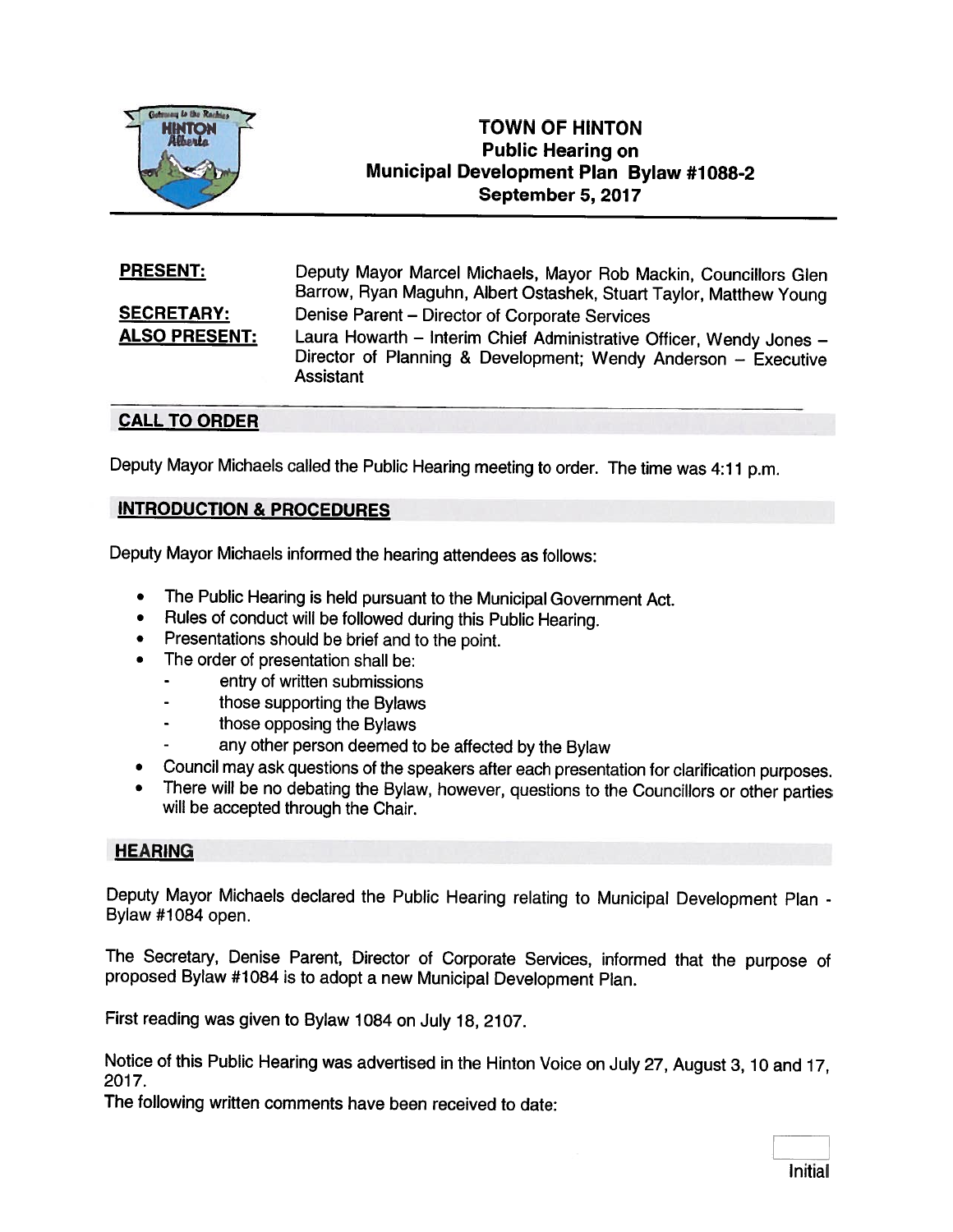# TOWN OF HINTON
## Public Hearing on Municipal Development Plan Bylaw #1088-2
## September 5, 2017

**PRESENT:** Deputy Mayor Marcel Michaels, Mayor Rob Mackin, Councillors Glen Barrow, Ryan Maguhn, Albert Ostashek, Stuart Taylor, Matthew Young

**SECRETARY:** Denise Parent – Director of Corporate Services

**ALSO PRESENT:** Laura Howarth – Interim Chief Administrative Officer, Wendy Jones – Director of Planning & Development; Wendy Anderson – Executive Assistant

### CALL TO ORDER

Deputy Mayor Michaels called the Public Hearing meeting to order. The time was 4:11 p.m.

### INTRODUCTION & PROCEDURES

Deputy Mayor Michaels informed the hearing attendees as follows:

- The Public Hearing is held pursuant to the Municipal Government Act.
- Rules of conduct will be followed during this Public Hearing.
- Presentations should be brief and to the point.
- The order of presentation shall be:
  - entry of written submissions
  - those supporting the Bylaws
  - those opposing the Bylaws
  - any other person deemed to be affected by the Bylaw
- Council may ask questions of the speakers after each presentation for clarification purposes.
- There will be no debating the Bylaw, however, questions to the Councillors or other parties will be accepted through the Chair.

### HEARING

Deputy Mayor Michaels declared the Public Hearing relating to Municipal Development Plan - Bylaw #1084 open.

The Secretary, Denise Parent, Director of Corporate Services, informed that the purpose of proposed Bylaw #1084 is to adopt a new Municipal Development Plan.

First reading was given to Bylaw 1084 on July 18, 2107.

Notice of this Public Hearing was advertised in the Hinton Voice on July 27, August 3, 10 and 17, 2017.

The following written comments have been received to date:

Initial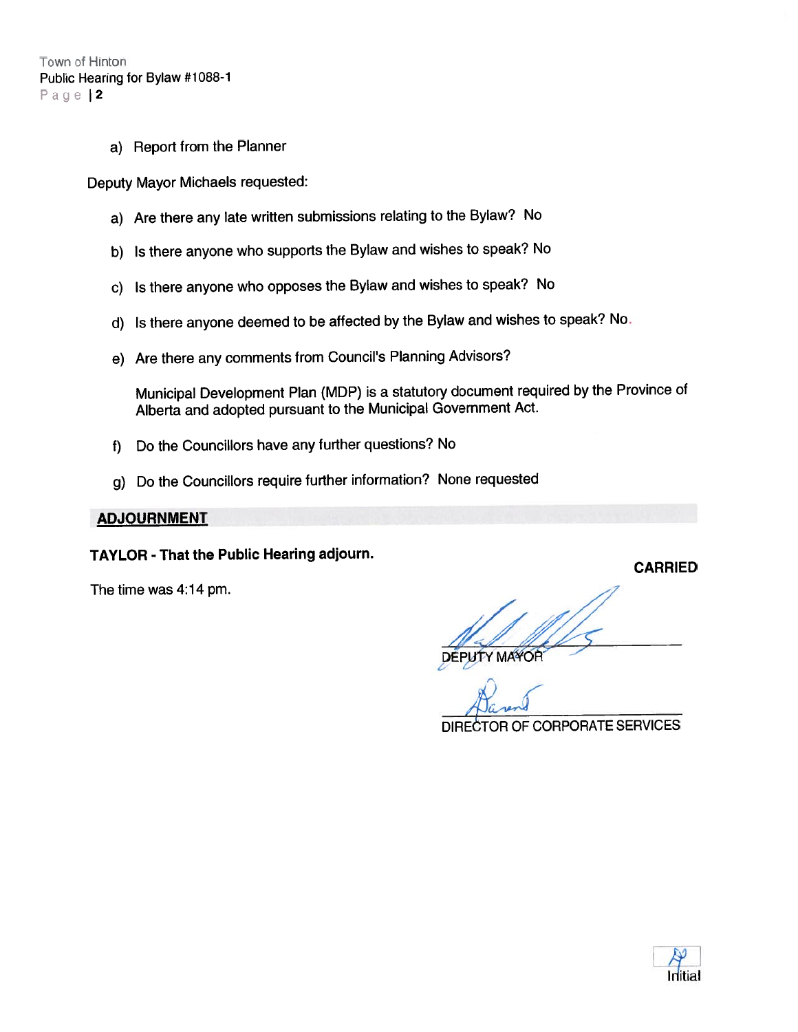a) Report from the Planner

Deputy Mayor Michaels requested:

a) Are there any late written submissions relating to the Bylaw? No

b) Is there anyone who supports the Bylaw and wishes to speak? No

c) Is there anyone who opposes the Bylaw and wishes to speak? No

d) Is there anyone deemed to be affected by the Bylaw and wishes to speak? No.

e) Are there any comments from Council's Planning Advisors?

Municipal Development Plan (MDP) is a statutory document required by the Province of Alberta and adopted pursuant to the Municipal Government Act.

f) Do the Councillors have any further questions? No

g) Do the Councillors require further information? None requested

## ADJOURNMENT

**TAYLOR - That the Public Hearing adjourn.**

**CARRIED**

The time was 4:14 pm.

DEPUTY MAYOR

DIRECTOR OF CORPORATE SERVICES

Initial